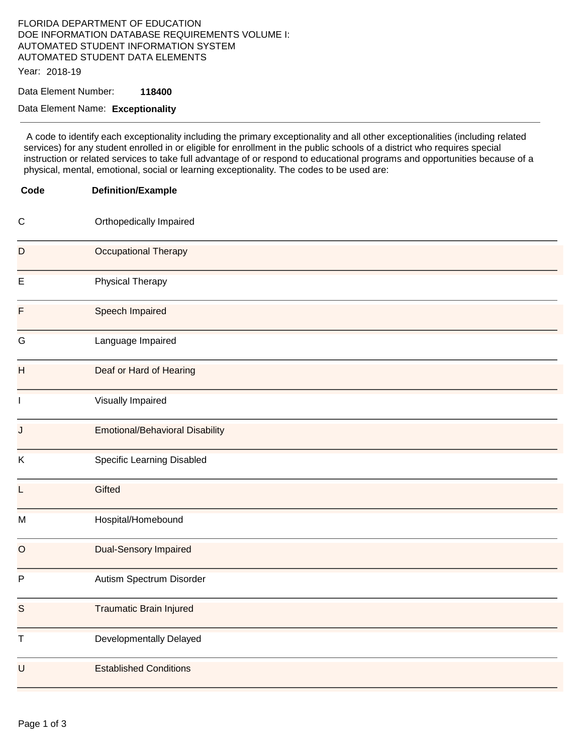FLORIDA DEPARTMENT OF EDUCATION
DOE INFORMATION DATABASE REQUIREMENTS VOLUME I:
AUTOMATED STUDENT INFORMATION SYSTEM
AUTOMATED STUDENT DATA ELEMENTS

Year: 2018-19

Data Element Number: **118400**

Data Element Name: **Exceptionality**

---

A code to identify each exceptionality including the primary exceptionality and all other exceptionalities (including related services) for any student enrolled in or eligible for enrollment in the public schools of a district who requires special instruction or related services to take full advantage of or respond to educational programs and opportunities because of a physical, mental, emotional, social or learning exceptionality. The codes to be used are:

| Code | Definition/Example |
|---|---|
| C | Orthopedically Impaired |
| D | Occupational Therapy |
| E | Physical Therapy |
| F | Speech Impaired |
| G | Language Impaired |
| H | Deaf or Hard of Hearing |
| I | Visually Impaired |
| J | Emotional/Behavioral Disability |
| K | Specific Learning Disabled |
| L | Gifted |
| M | Hospital/Homebound |
| O | Dual-Sensory Impaired |
| P | Autism Spectrum Disorder |
| S | Traumatic Brain Injured |
| T | Developmentally Delayed |
| U | Established Conditions |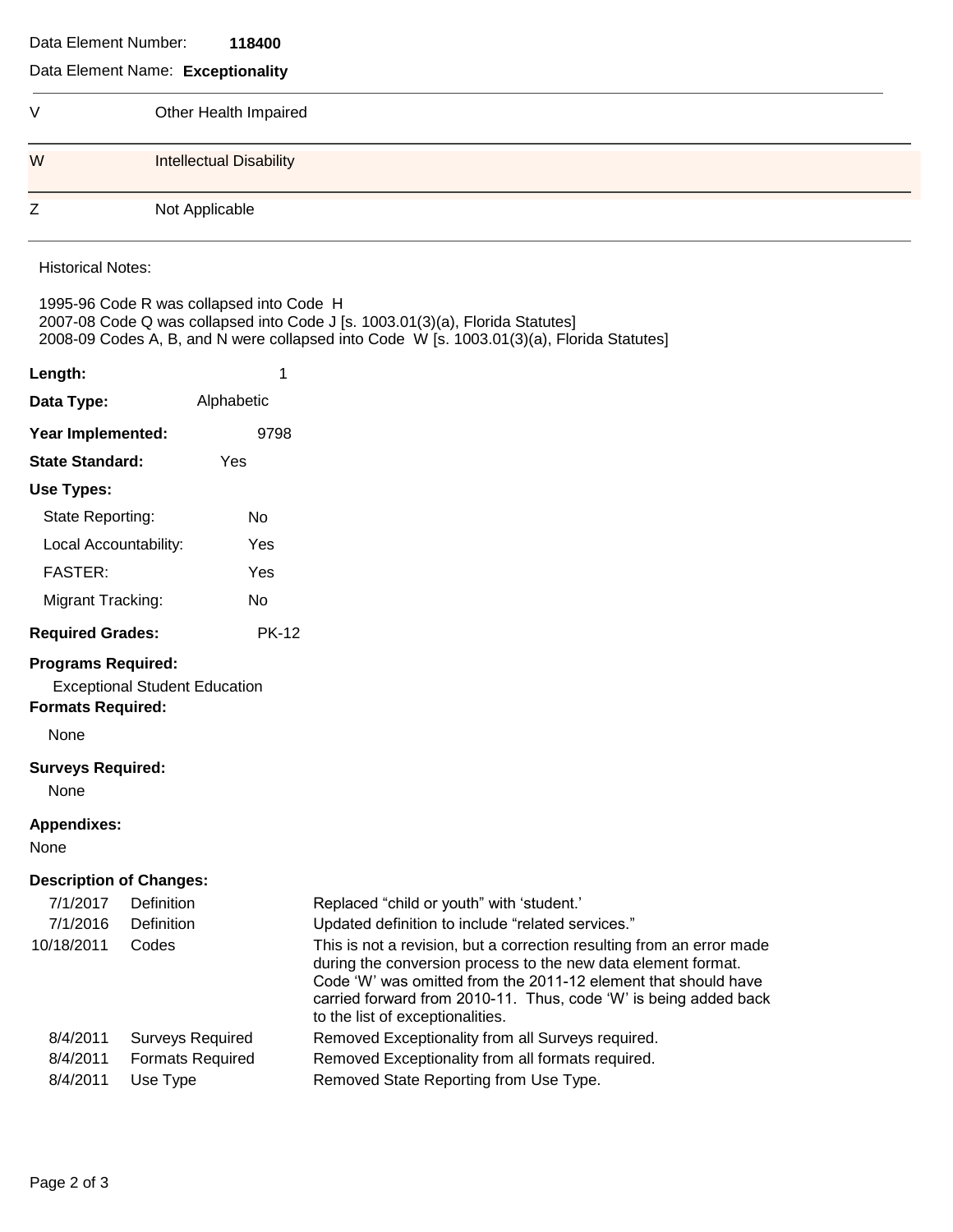Data Element Number: **118400**

Data Element Name: **Exceptionality**

| | |
|---|---|
| V | Other Health Impaired |
| W | Intellectual Disability |
| Z | Not Applicable |

Historical Notes:

1995-96 Code R was collapsed into Code H
2007-08 Code Q was collapsed into Code J [s. 1003.01(3)(a), Florida Statutes]
2008-09 Codes A, B, and N were collapsed into Code W [s. 1003.01(3)(a), Florida Statutes]

**Length:** 1

**Data Type:** Alphabetic

**Year Implemented:** 9798

**State Standard:** Yes

**Use Types:**

State Reporting: No

Local Accountability: Yes

FASTER: Yes

Migrant Tracking: No

**Required Grades:** PK-12

**Programs Required:**

Exceptional Student Education

**Formats Required:**

None

**Surveys Required:**

None

**Appendixes:**

None

**Description of Changes:**

| | | |
|---|---|---|
| 7/1/2017 | Definition | Replaced "child or youth" with 'student.' |
| 7/1/2016 | Definition | Updated definition to include "related services." |
| 10/18/2011 | Codes | This is not a revision, but a correction resulting from an error made during the conversion process to the new data element format. Code 'W' was omitted from the 2011-12 element that should have carried forward from 2010-11. Thus, code 'W' is being added back to the list of exceptionalities. |
| 8/4/2011 | Surveys Required | Removed Exceptionality from all Surveys required. |
| 8/4/2011 | Formats Required | Removed Exceptionality from all formats required. |
| 8/4/2011 | Use Type | Removed State Reporting from Use Type. |